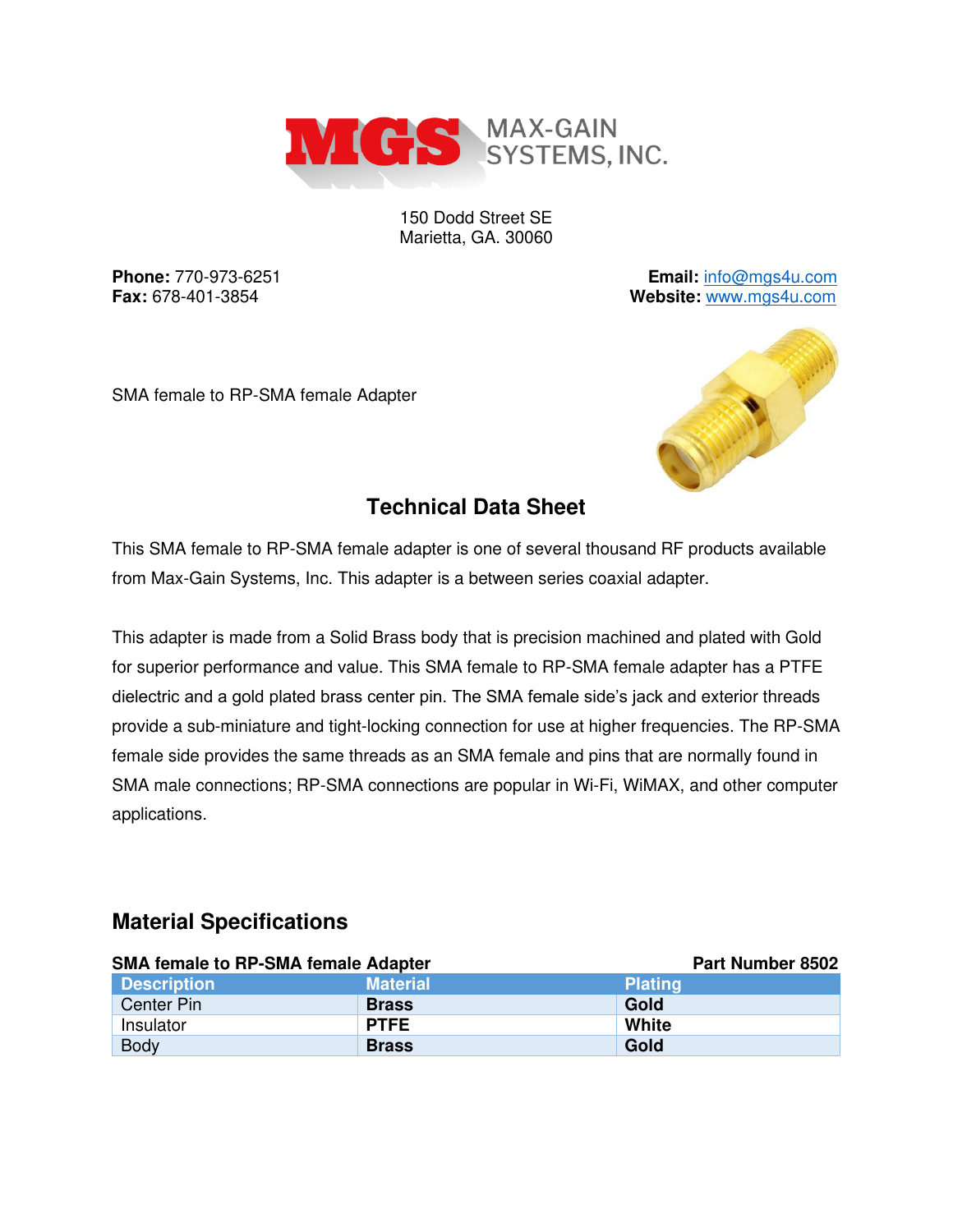MAX-GAIN SYSTEMS, INC.

150 Dodd Street SE
Marietta, GA. 30060

**Phone:** 770-973-6251
**Fax:** 678-401-3854

**Email:** info@mgs4u.com
**Website:** www.mgs4u.com

SMA female to RP-SMA female Adapter

## Technical Data Sheet

This SMA female to RP-SMA female adapter is one of several thousand RF products available from Max-Gain Systems, Inc. This adapter is a between series coaxial adapter.

This adapter is made from a Solid Brass body that is precision machined and plated with Gold for superior performance and value. This SMA female to RP-SMA female adapter has a PTFE dielectric and a gold plated brass center pin. The SMA female side's jack and exterior threads provide a sub-miniature and tight-locking connection for use at higher frequencies. The RP-SMA female side provides the same threads as an SMA female and pins that are normally found in SMA male connections; RP-SMA connections are popular in Wi-Fi, WiMAX, and other computer applications.

## Material Specifications

**SMA female to RP-SMA female Adapter** **Part Number 8502**

| Description | Material | Plating |
|---|---|---|
| Center Pin | **Brass** | **Gold** |
| Insulator | **PTFE** | **White** |
| Body | **Brass** | **Gold** |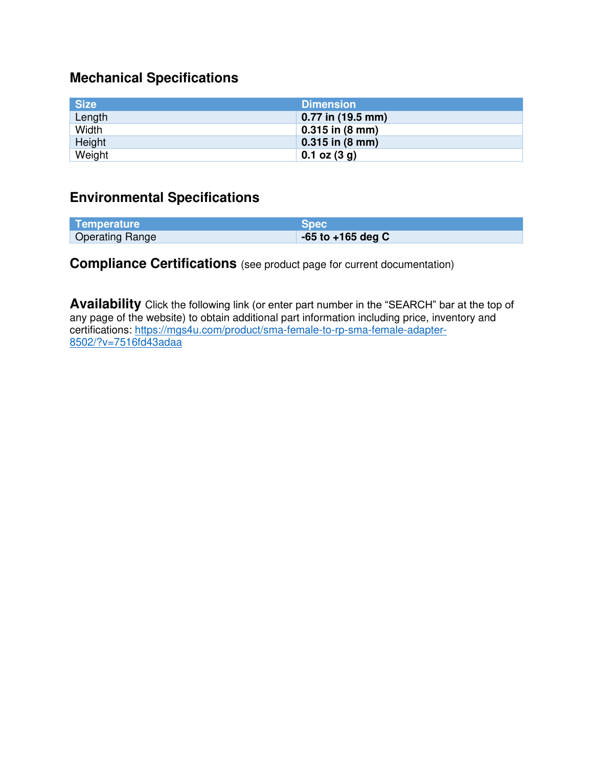## Mechanical Specifications

| Size | Dimension |
| --- | --- |
| Length | **0.77 in (19.5 mm)** |
| Width | **0.315 in (8 mm)** |
| Height | **0.315 in (8 mm)** |
| Weight | **0.1 oz (3 g)** |

## Environmental Specifications

| Temperature | Spec |
| --- | --- |
| Operating Range | **-65 to +165 deg C** |

## Compliance Certifications (see product page for current documentation)

**Availability** Click the following link (or enter part number in the "SEARCH" bar at the top of any page of the website) to obtain additional part information including price, inventory and certifications: [https://mgs4u.com/product/sma-female-to-rp-sma-female-adapter-8502/?v=7516fd43adaa](https://mgs4u.com/product/sma-female-to-rp-sma-female-adapter-8502/?v=7516fd43adaa)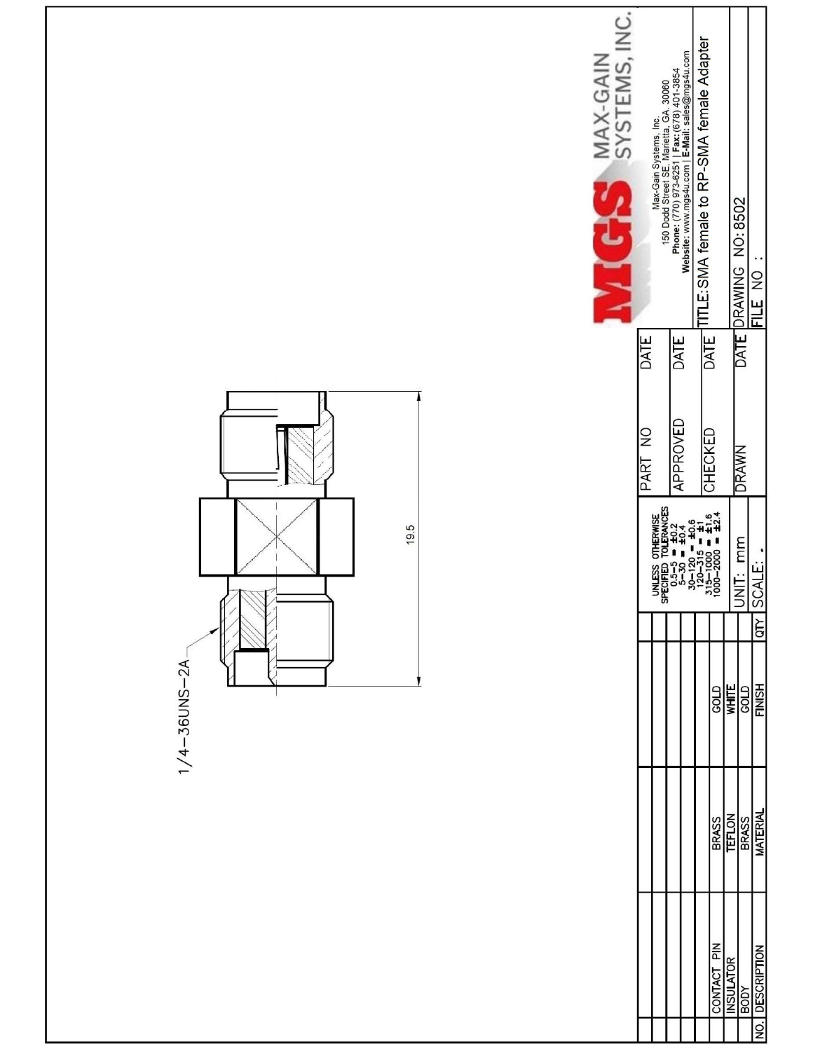1/4-36UNS-2A

19.5

| NO. | DESCRIPTION | MATERIAL | FINISH | QTY |
|---|---|---|---|---|
| | BODY | BRASS | GOLD | |
| | INSULATOR | TEFLON | WHITE | |
| | CONTACT PIN | BRASS | GOLD | |

UNLESS OTHERWISE SPECIFIED TOLERANCES
0.5–5 = ±0.2
5–30 = ±0.4
30–120 = ±0.6
120–315 = ±1
315–1000 = ±1.6
1000–2000 = ±2.4

UNIT: mm

SCALE: .

| | |
|---|---|
| PART NO | DATE |
| APPROVED | DATE |
| CHECKED | DATE |
| DRAWN | DATE |

**MGS** MAX-GAIN SYSTEMS, INC.

Max-Gain Systems, Inc.
150 Dodd Street SE, Marietta, GA, 30060
**Phone:** (770) 973-6251 | **Fax:** (678) 401-3854
**Website:** www.mgs4u.com | **E-Mail:** sales@mgs4u.com

TITLE: SMA female to RP-SMA female Adapter

DRAWING NO: 8502

FILE NO :